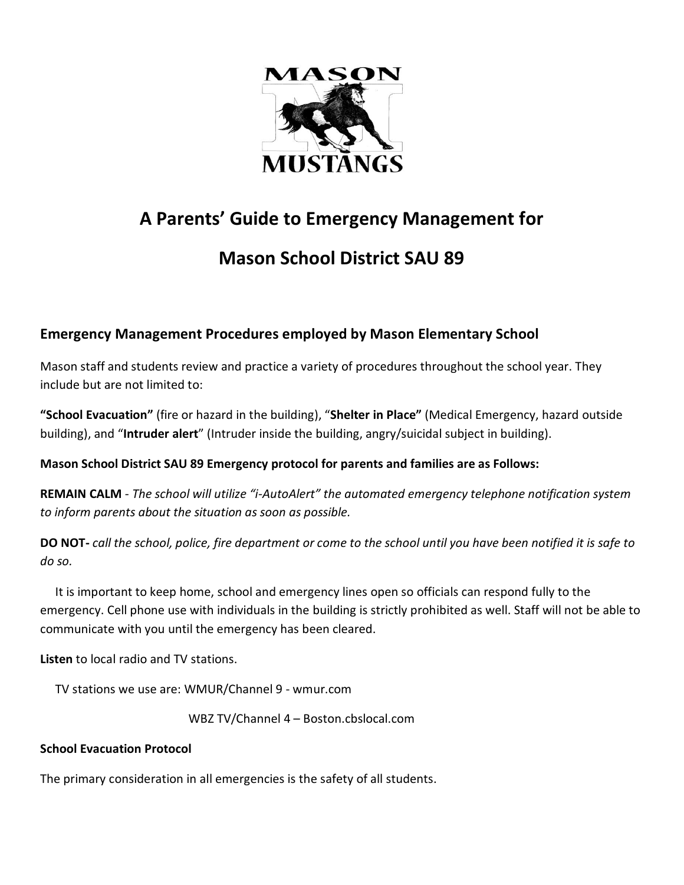# A Parents' Guide to Emergency Management for

# Mason School District SAU 89

## Emergency Management Procedures employed by Mason Elementary School

Mason staff and students review and practice a variety of procedures throughout the school year. They include but are not limited to:

**"School Evacuation"** (fire or hazard in the building), "**Shelter in Place"** (Medical Emergency, hazard outside building), and "**Intruder alert**" (Intruder inside the building, angry/suicidal subject in building).

**Mason School District SAU 89 Emergency protocol for parents and families are as Follows:**

**REMAIN CALM** - *The school will utilize "i-AutoAlert" the automated emergency telephone notification system to inform parents about the situation as soon as possible.*

**DO NOT-** *call the school, police, fire department or come to the school until you have been notified it is safe to do so.*

It is important to keep home, school and emergency lines open so officials can respond fully to the emergency. Cell phone use with individuals in the building is strictly prohibited as well. Staff will not be able to communicate with you until the emergency has been cleared.

**Listen** to local radio and TV stations.

TV stations we use are: WMUR/Channel 9 - wmur.com

WBZ TV/Channel 4 – Boston.cbslocal.com

**School Evacuation Protocol**

The primary consideration in all emergencies is the safety of all students.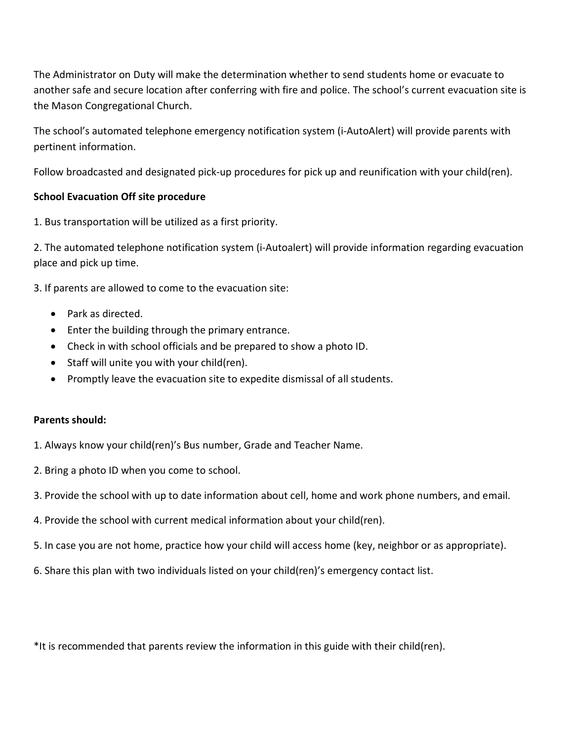The Administrator on Duty will make the determination whether to send students home or evacuate to another safe and secure location after conferring with fire and police. The school's current evacuation site is the Mason Congregational Church.

The school's automated telephone emergency notification system (i-AutoAlert) will provide parents with pertinent information.

Follow broadcasted and designated pick-up procedures for pick up and reunification with your child(ren).

**School Evacuation Off site procedure**

1. Bus transportation will be utilized as a first priority.

2. The automated telephone notification system (i-Autoalert) will provide information regarding evacuation place and pick up time.

3. If parents are allowed to come to the evacuation site:

- Park as directed.
- Enter the building through the primary entrance.
- Check in with school officials and be prepared to show a photo ID.
- Staff will unite you with your child(ren).
- Promptly leave the evacuation site to expedite dismissal of all students.

**Parents should:**

1. Always know your child(ren)'s Bus number, Grade and Teacher Name.

2. Bring a photo ID when you come to school.

3. Provide the school with up to date information about cell, home and work phone numbers, and email.

4. Provide the school with current medical information about your child(ren).

5. In case you are not home, practice how your child will access home (key, neighbor or as appropriate).

6. Share this plan with two individuals listed on your child(ren)'s emergency contact list.

*It is recommended that parents review the information in this guide with their child(ren).